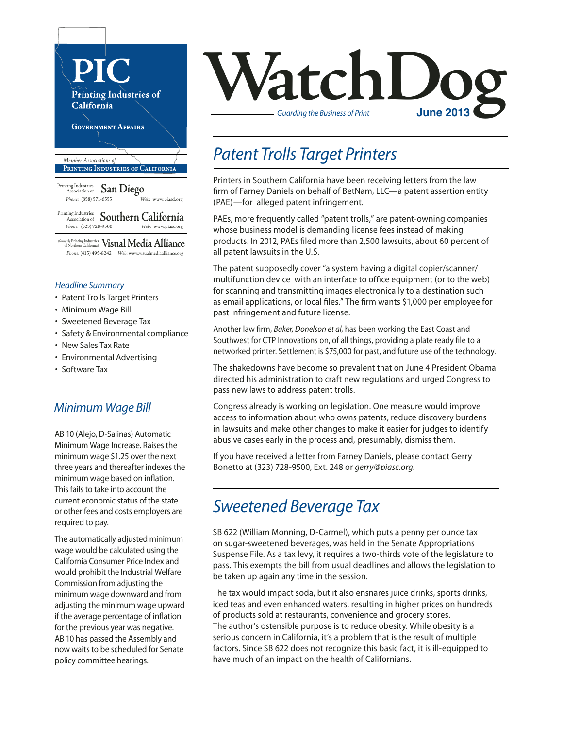# WatchDog

*Guarding the Business of Print*

**June 2013**

**PIC**
Printing Industries of California
Government Affairs

*Member Associations of*
**Printing Industries of California**

Printing Industries Association of **San Diego**
*Phone:* (858) 571-6555 *Web:* www.piasd.org

Printing Industries Association of **Southern California**
*Phone:* (323) 728-9500 *Web:* www.piasc.org

(formerly Printing Industries of Northern California) **Visual Media Alliance**
*Phone:* (415) 495-8242 *Web:* www.visualmediaalliance.org

*Headline Summary*

- Patent Trolls Target Printers
- Minimum Wage Bill
- Sweetened Beverage Tax
- Safety & Environmental compliance
- New Sales Tax Rate
- Environmental Advertising
- Software Tax

## *Patent Trolls Target Printers*

Printers in Southern California have been receiving letters from the law firm of Farney Daniels on behalf of BetNam, LLC—a patent assertion entity (PAE)—for alleged patent infringement.

PAEs, more frequently called "patent trolls," are patent-owning companies whose business model is demanding license fees instead of making products. In 2012, PAEs filed more than 2,500 lawsuits, about 60 percent of all patent lawsuits in the U.S.

The patent supposedly cover "a system having a digital copier/scanner/multifunction device with an interface to office equipment (or to the web) for scanning and transmitting images electronically to a destination such as email applications, or local files." The firm wants $1,000 per employee for past infringement and future license.

Another law firm, *Baker, Donelson et al*, has been working the East Coast and Southwest for CTP Innovations on, of all things, providing a plate ready file to a networked printer. Settlement is $75,000 for past, and future use of the technology.

The shakedowns have become so prevalent that on June 4 President Obama directed his administration to craft new regulations and urged Congress to pass new laws to address patent trolls.

Congress already is working on legislation. One measure would improve access to information about who owns patents, reduce discovery burdens in lawsuits and make other changes to make it easier for judges to identify abusive cases early in the process and, presumably, dismiss them.

If you have received a letter from Farney Daniels, please contact Gerry Bonetto at (323) 728-9500, Ext. 248 or *gerry@piasc.org*.

## *Minimum Wage Bill*

AB 10 (Alejo, D-Salinas) Automatic Minimum Wage Increase. Raises the minimum wage $1.25 over the next three years and thereafter indexes the minimum wage based on inflation. This fails to take into account the current economic status of the state or other fees and costs employers are required to pay.

The automatically adjusted minimum wage would be calculated using the California Consumer Price Index and would prohibit the Industrial Welfare Commission from adjusting the minimum wage downward and from adjusting the minimum wage upward if the average percentage of inflation for the previous year was negative. AB 10 has passed the Assembly and now waits to be scheduled for Senate policy committee hearings.

## *Sweetened Beverage Tax*

SB 622 (William Monning, D-Carmel), which puts a penny per ounce tax on sugar-sweetened beverages, was held in the Senate Appropriations Suspense File. As a tax levy, it requires a two-thirds vote of the legislature to pass. This exempts the bill from usual deadlines and allows the legislation to be taken up again any time in the session.

The tax would impact soda, but it also ensnares juice drinks, sports drinks, iced teas and even enhanced waters, resulting in higher prices on hundreds of products sold at restaurants, convenience and grocery stores.
The author's ostensible purpose is to reduce obesity. While obesity is a serious concern in California, it's a problem that is the result of multiple factors. Since SB 622 does not recognize this basic fact, it is ill-equipped to have much of an impact on the health of Californians.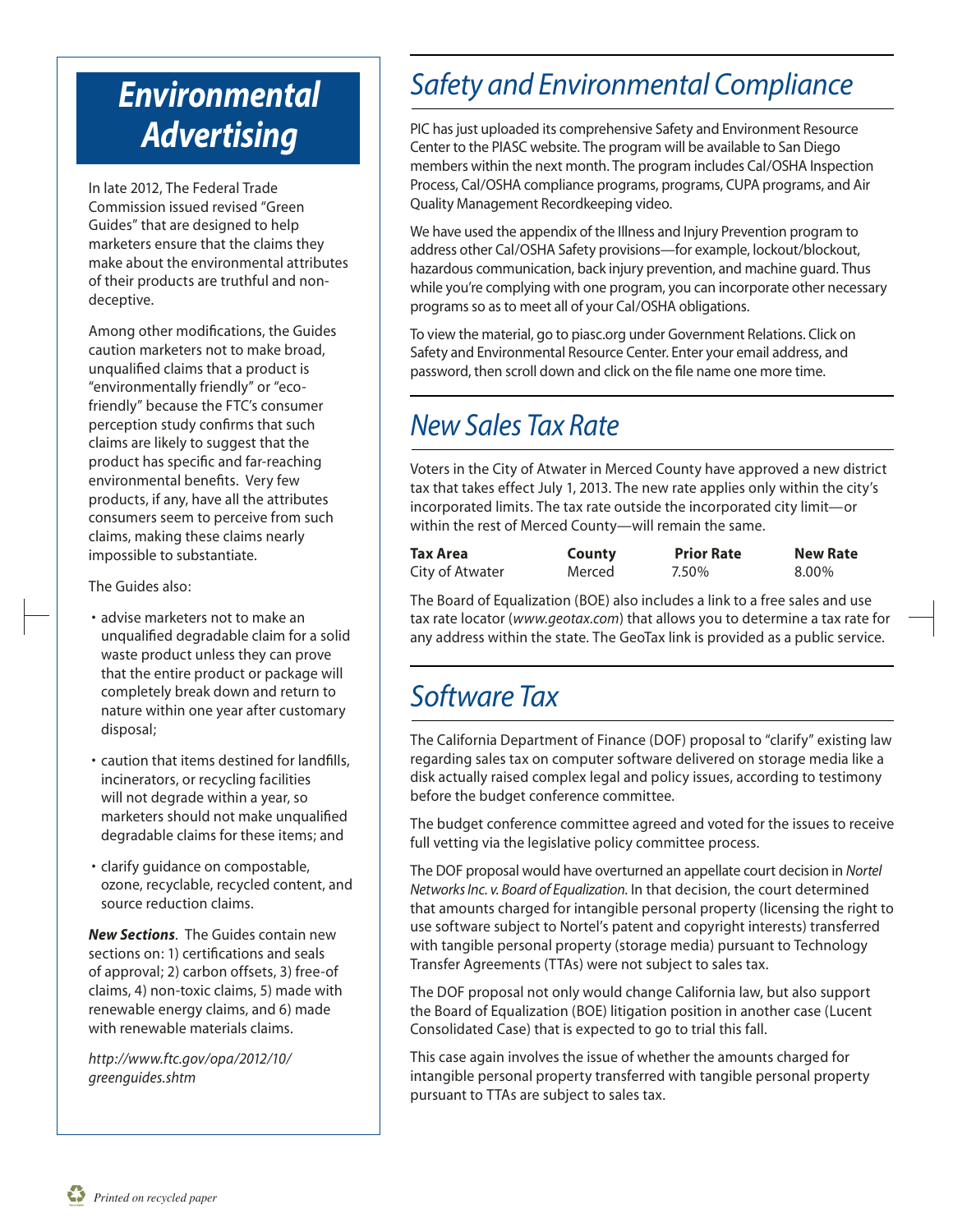# Environmental Advertising

In late 2012, The Federal Trade Commission issued revised "Green Guides" that are designed to help marketers ensure that the claims they make about the environmental attributes of their products are truthful and non-deceptive.

Among other modifications, the Guides caution marketers not to make broad, unqualified claims that a product is "environmentally friendly" or "eco-friendly" because the FTC's consumer perception study confirms that such claims are likely to suggest that the product has specific and far-reaching environmental benefits. Very few products, if any, have all the attributes consumers seem to perceive from such claims, making these claims nearly impossible to substantiate.

The Guides also:

- advise marketers not to make an unqualified degradable claim for a solid waste product unless they can prove that the entire product or package will completely break down and return to nature within one year after customary disposal;
- caution that items destined for landfills, incinerators, or recycling facilities will not degrade within a year, so marketers should not make unqualified degradable claims for these items; and
- clarify guidance on compostable, ozone, recyclable, recycled content, and source reduction claims.

***New Sections***. The Guides contain new sections on: 1) certifications and seals of approval; 2) carbon offsets, 3) free-of claims, 4) non-toxic claims, 5) made with renewable energy claims, and 6) made with renewable materials claims.

*http://www.ftc.gov/opa/2012/10/greenguides.shtm*

## Safety and Environmental Compliance

PIC has just uploaded its comprehensive Safety and Environment Resource Center to the PIASC website. The program will be available to San Diego members within the next month. The program includes Cal/OSHA Inspection Process, Cal/OSHA compliance programs, programs, CUPA programs, and Air Quality Management Recordkeeping video.

We have used the appendix of the Illness and Injury Prevention program to address other Cal/OSHA Safety provisions—for example, lockout/blockout, hazardous communication, back injury prevention, and machine guard. Thus while you're complying with one program, you can incorporate other necessary programs so as to meet all of your Cal/OSHA obligations.

To view the material, go to piasc.org under Government Relations. Click on Safety and Environmental Resource Center. Enter your email address, and password, then scroll down and click on the file name one more time.

## New Sales Tax Rate

Voters in the City of Atwater in Merced County have approved a new district tax that takes effect July 1, 2013. The new rate applies only within the city's incorporated limits. The tax rate outside the incorporated city limit—or within the rest of Merced County—will remain the same.

| Tax Area | County | Prior Rate | New Rate |
|---|---|---|---|
| City of Atwater | Merced | 7.50% | 8.00% |

The Board of Equalization (BOE) also includes a link to a free sales and use tax rate locator (*www.geotax.com*) that allows you to determine a tax rate for any address within the state. The GeoTax link is provided as a public service.

## Software Tax

The California Department of Finance (DOF) proposal to "clarify" existing law regarding sales tax on computer software delivered on storage media like a disk actually raised complex legal and policy issues, according to testimony before the budget conference committee.

The budget conference committee agreed and voted for the issues to receive full vetting via the legislative policy committee process.

The DOF proposal would have overturned an appellate court decision in *Nortel Networks Inc. v. Board of Equalization.* In that decision, the court determined that amounts charged for intangible personal property (licensing the right to use software subject to Nortel's patent and copyright interests) transferred with tangible personal property (storage media) pursuant to Technology Transfer Agreements (TTAs) were not subject to sales tax.

The DOF proposal not only would change California law, but also support the Board of Equalization (BOE) litigation position in another case (Lucent Consolidated Case) that is expected to go to trial this fall.

This case again involves the issue of whether the amounts charged for intangible personal property transferred with tangible personal property pursuant to TTAs are subject to sales tax.

*Printed on recycled paper*